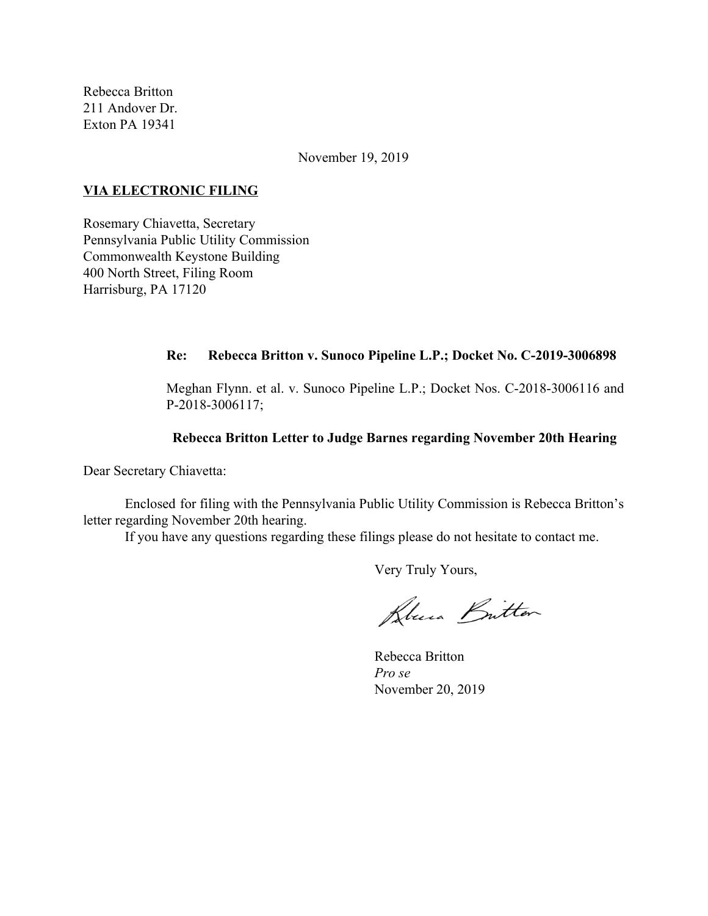Rebecca Britton
211 Andover Dr.
Exton PA 19341

November 19, 2019

**VIA ELECTRONIC FILING**

Rosemary Chiavetta, Secretary
Pennsylvania Public Utility Commission
Commonwealth Keystone Building
400 North Street, Filing Room
Harrisburg, PA 17120

**Re: Rebecca Britton v. Sunoco Pipeline L.P.; Docket No. C-2019-3006898**

Meghan Flynn. et al. v. Sunoco Pipeline L.P.; Docket Nos. C-2018-3006116 and P-2018-3006117;

**Rebecca Britton Letter to Judge Barnes regarding November 20th Hearing**

Dear Secretary Chiavetta:

Enclosed for filing with the Pennsylvania Public Utility Commission is Rebecca Britton's letter regarding November 20th hearing.

If you have any questions regarding these filings please do not hesitate to contact me.

Very Truly Yours,

Rebecca Britton
*Pro se*
November 20, 2019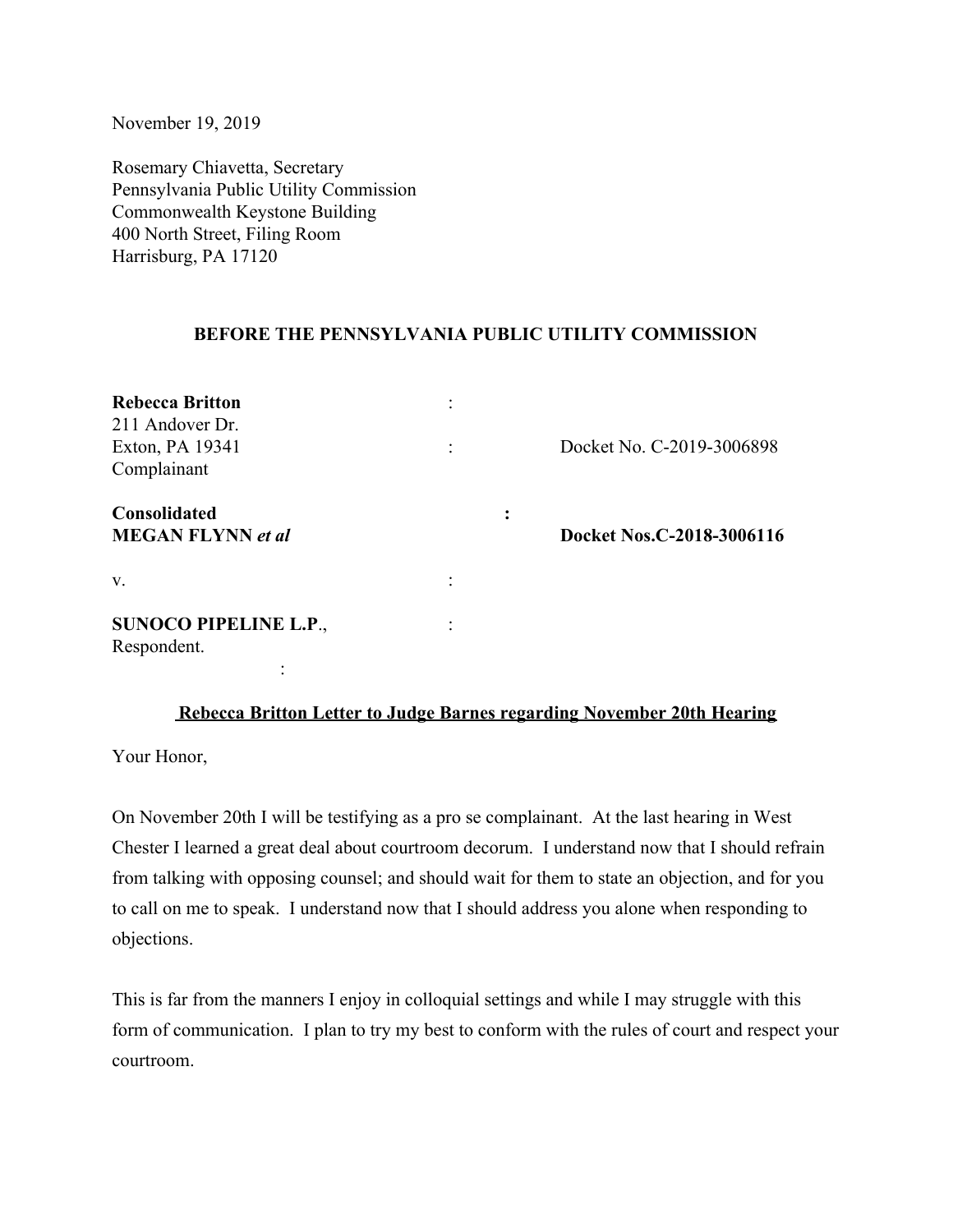November 19, 2019

Rosemary Chiavetta, Secretary
Pennsylvania Public Utility Commission
Commonwealth Keystone Building
400 North Street, Filing Room
Harrisburg, PA 17120

**BEFORE THE PENNSYLVANIA PUBLIC UTILITY COMMISSION**

| | | |
|---|---|---|
| **Rebecca Britton**<br>211 Andover Dr.<br>Exton, PA 19341<br>Complainant | :<br><br>: | <br><br>Docket No. C-2019-3006898 |
| **Consolidated**<br>**MEGAN FLYNN** ***et al*** | : | <br>**Docket Nos.C-2018-3006116** |
| v. | : | |
| **SUNOCO PIPELINE L.P.**,<br>Respondent. | :<br><br>: | |

**Rebecca Britton Letter to Judge Barnes regarding November 20th Hearing**

Your Honor,

On November 20th I will be testifying as a pro se complainant. At the last hearing in West Chester I learned a great deal about courtroom decorum. I understand now that I should refrain from talking with opposing counsel; and should wait for them to state an objection, and for you to call on me to speak. I understand now that I should address you alone when responding to objections.

This is far from the manners I enjoy in colloquial settings and while I may struggle with this form of communication. I plan to try my best to conform with the rules of court and respect your courtroom.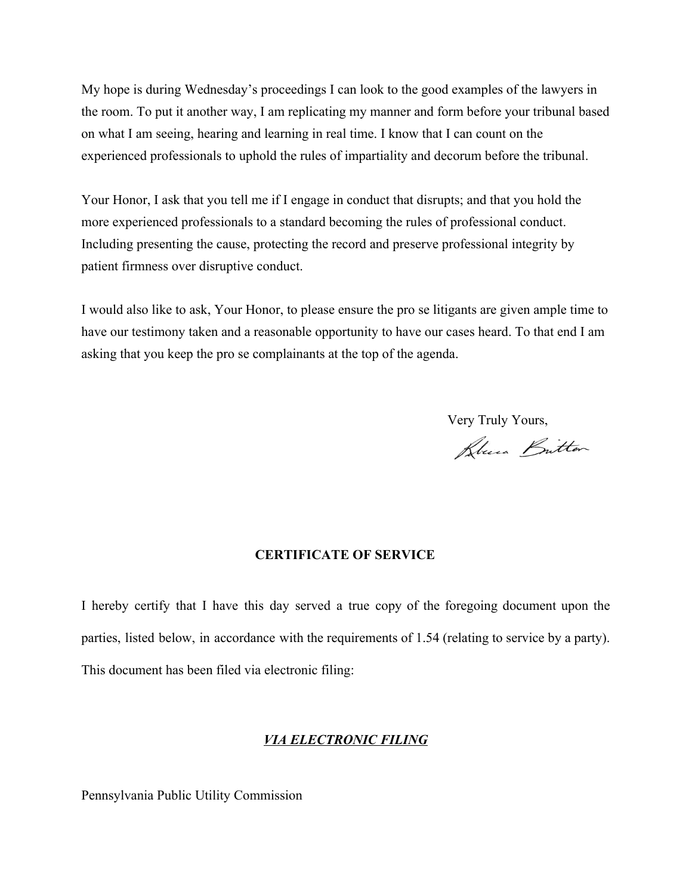My hope is during Wednesday's proceedings I can look to the good examples of the lawyers in the room. To put it another way, I am replicating my manner and form before your tribunal based on what I am seeing, hearing and learning in real time. I know that I can count on the experienced professionals to uphold the rules of impartiality and decorum before the tribunal.

Your Honor, I ask that you tell me if I engage in conduct that disrupts; and that you hold the more experienced professionals to a standard becoming the rules of professional conduct. Including presenting the cause, protecting the record and preserve professional integrity by patient firmness over disruptive conduct.

I would also like to ask, Your Honor, to please ensure the pro se litigants are given ample time to have our testimony taken and a reasonable opportunity to have our cases heard. To that end I am asking that you keep the pro se complainants at the top of the agenda.

Very Truly Yours,

Rhea Britton

**CERTIFICATE OF SERVICE**

I hereby certify that I have this day served a true copy of the foregoing document upon the parties, listed below, in accordance with the requirements of 1.54 (relating to service by a party). This document has been filed via electronic filing:

***VIA ELECTRONIC FILING***

Pennsylvania Public Utility Commission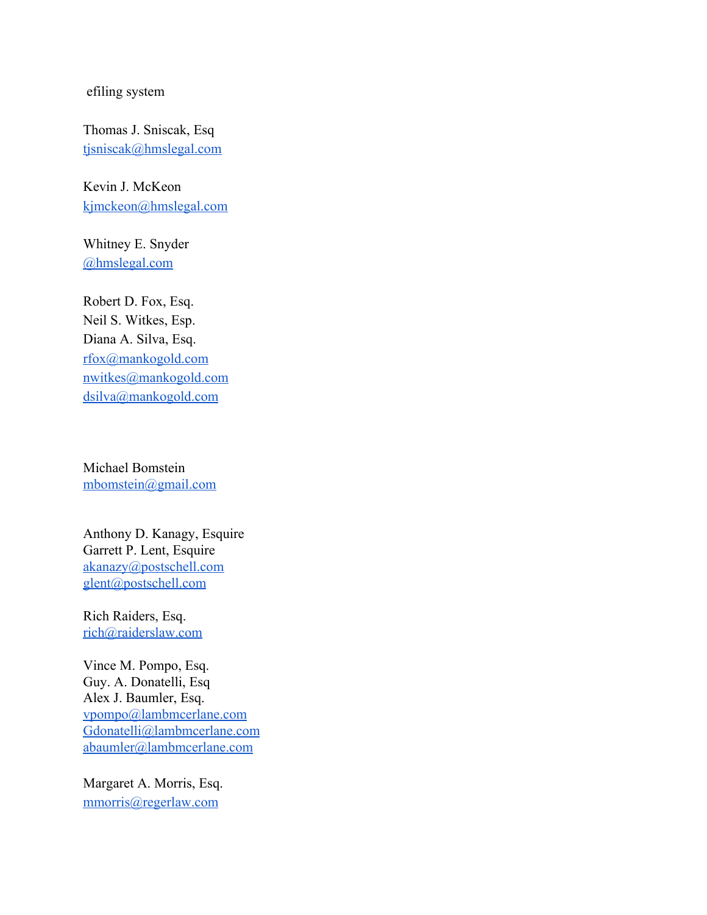efiling system

Thomas J. Sniscak, Esq
tjsniscak@hmslegal.com

Kevin J. McKeon
kjmckeon@hmslegal.com

Whitney E. Snyder
@hmslegal.com

Robert D. Fox, Esq.
Neil S. Witkes, Esp.
Diana A. Silva, Esq.
rfox@mankogold.com
nwitkes@mankogold.com
dsilva@mankogold.com

Michael Bomstein
mbomstein@gmail.com

Anthony D. Kanagy, Esquire
Garrett P. Lent, Esquire
akanazy@postschell.com
glent@postschell.com

Rich Raiders, Esq.
rich@raiderslaw.com

Vince M. Pompo, Esq.
Guy. A. Donatelli, Esq
Alex J. Baumler, Esq.
vpompo@lambmcerlane.com
Gdonatelli@lambmcerlane.com
abaumler@lambmcerlane.com

Margaret A. Morris, Esq.
mmorris@regerlaw.com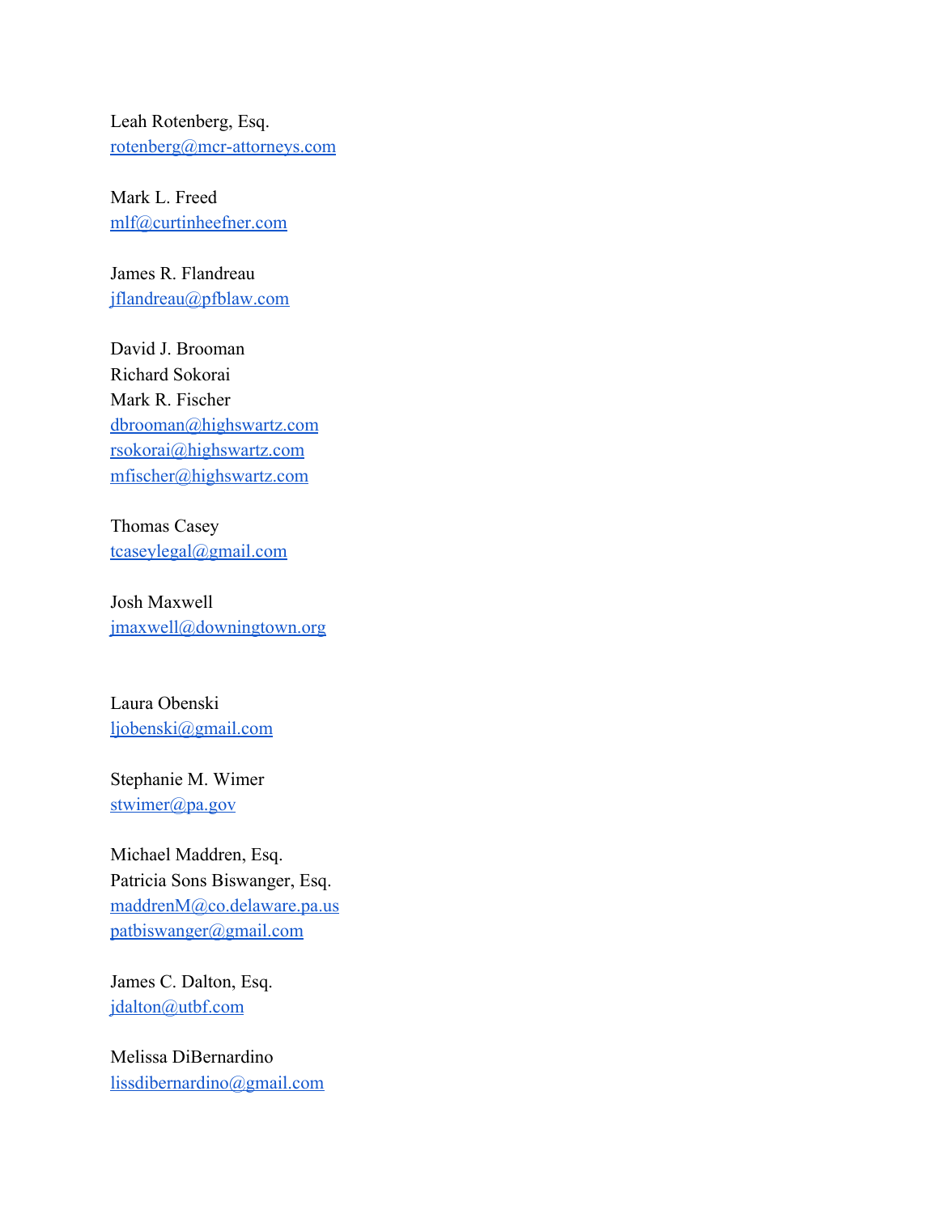Leah Rotenberg, Esq.
rotenberg@mcr-attorneys.com

Mark L. Freed
mlf@curtinheefner.com

James R. Flandreau
jflandreau@pfblaw.com

David J. Brooman
Richard Sokorai
Mark R. Fischer
dbrooman@highswartz.com
rsokorai@highswartz.com
mfischer@highswartz.com

Thomas Casey
tcaseylegal@gmail.com

Josh Maxwell
jmaxwell@downingtown.org

Laura Obenski
ljobenski@gmail.com

Stephanie M. Wimer
stwimer@pa.gov

Michael Maddren, Esq.
Patricia Sons Biswanger, Esq.
maddrenM@co.delaware.pa.us
patbiswanger@gmail.com

James C. Dalton, Esq.
jdalton@utbf.com

Melissa DiBernardino
lissdibernardino@gmail.com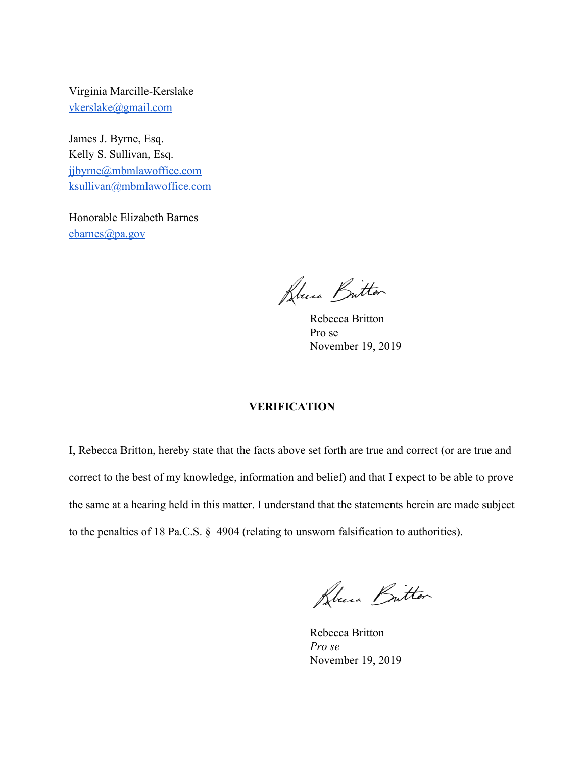Virginia Marcille-Kerslake
vkerslake@gmail.com

James J. Byrne, Esq.
Kelly S. Sullivan, Esq.
jjbyrne@mbmlawoffice.com
ksullivan@mbmlawoffice.com

Honorable Elizabeth Barnes
ebarnes@pa.gov

Rebecca Britton
Pro se
November 19, 2019

**VERIFICATION**

I, Rebecca Britton, hereby state that the facts above set forth are true and correct (or are true and correct to the best of my knowledge, information and belief) and that I expect to be able to prove the same at a hearing held in this matter. I understand that the statements herein are made subject to the penalties of 18 Pa.C.S. § 4904 (relating to unsworn falsification to authorities).

Rebecca Britton
*Pro se*
November 19, 2019